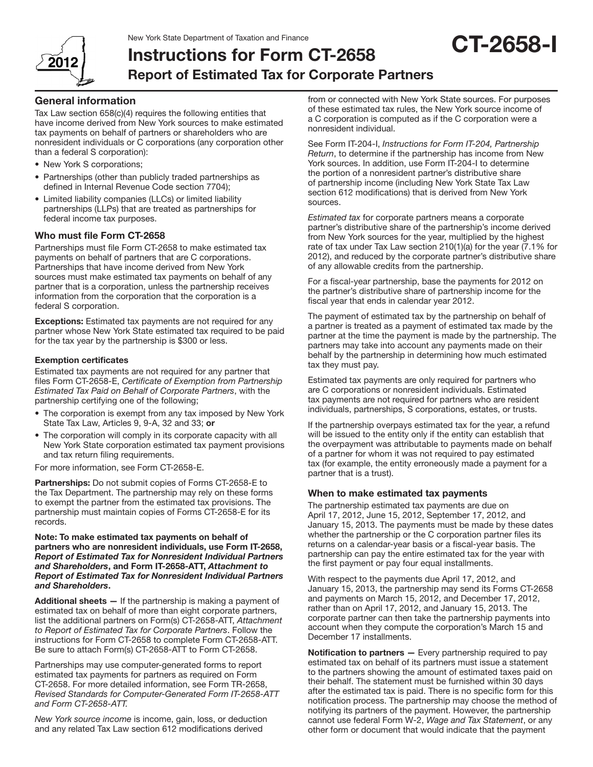New York State Department of Taxation and Finance

# Instructions for Form CT-2658

## Report of Estimated Tax for Corporate Partners

**CT-2658-I**

2012

## General information

Tax Law section 658(c)(4) requires the following entities that have income derived from New York sources to make estimated tax payments on behalf of partners or shareholders who are nonresident individuals or C corporations (any corporation other than a federal S corporation):

- New York S corporations;
- Partnerships (other than publicly traded partnerships as defined in Internal Revenue Code section 7704);
- Limited liability companies (LLCs) or limited liability partnerships (LLPs) that are treated as partnerships for federal income tax purposes.

### Who must file Form CT-2658

Partnerships must file Form CT-2658 to make estimated tax payments on behalf of partners that are C corporations. Partnerships that have income derived from New York sources must make estimated tax payments on behalf of any partner that is a corporation, unless the partnership receives information from the corporation that the corporation is a federal S corporation.

**Exceptions:** Estimated tax payments are not required for any partner whose New York State estimated tax required to be paid for the tax year by the partnership is $300 or less.

#### Exemption certificates

Estimated tax payments are not required for any partner that files Form CT-2658-E, *Certificate of Exemption from Partnership Estimated Tax Paid on Behalf of Corporate Partners*, with the partnership certifying one of the following;

- The corporation is exempt from any tax imposed by New York State Tax Law, Articles 9, 9-A, 32 and 33; **or**
- The corporation will comply in its corporate capacity with all New York State corporation estimated tax payment provisions and tax return filing requirements.

For more information, see Form CT-2658-E.

**Partnerships:** Do not submit copies of Forms CT-2658-E to the Tax Department. The partnership may rely on these forms to exempt the partner from the estimated tax provisions. The partnership must maintain copies of Forms CT-2658-E for its records.

**Note: To make estimated tax payments on behalf of partners who are nonresident individuals, use Form IT-2658, *Report of Estimated Tax for Nonresident Individual Partners and Shareholders*, and Form IT-2658-ATT, *Attachment to Report of Estimated Tax for Nonresident Individual Partners and Shareholders*.**

**Additional sheets —** If the partnership is making a payment of estimated tax on behalf of more than eight corporate partners, list the additional partners on Form(s) CT-2658-ATT, *Attachment to Report of Estimated Tax for Corporate Partners*. Follow the instructions for Form CT-2658 to complete Form CT-2658-ATT. Be sure to attach Form(s) CT-2658-ATT to Form CT-2658.

Partnerships may use computer-generated forms to report estimated tax payments for partners as required on Form CT-2658. For more detailed information, see Form TR-2658, *Revised Standards for Computer-Generated Form IT-2658-ATT and Form CT-2658-ATT.*

*New York source income* is income, gain, loss, or deduction and any related Tax Law section 612 modifications derived from or connected with New York State sources. For purposes of these estimated tax rules, the New York source income of a C corporation is computed as if the C corporation were a nonresident individual.

See Form IT-204-I, *Instructions for Form IT-204, Partnership Return*, to determine if the partnership has income from New York sources. In addition, use Form IT-204-I to determine the portion of a nonresident partner's distributive share of partnership income (including New York State Tax Law section 612 modifications) that is derived from New York sources.

*Estimated tax* for corporate partners means a corporate partner's distributive share of the partnership's income derived from New York sources for the year, multiplied by the highest rate of tax under Tax Law section 210(1)(a) for the year (7.1% for 2012), and reduced by the corporate partner's distributive share of any allowable credits from the partnership.

For a fiscal-year partnership, base the payments for 2012 on the partner's distributive share of partnership income for the fiscal year that ends in calendar year 2012.

The payment of estimated tax by the partnership on behalf of a partner is treated as a payment of estimated tax made by the partner at the time the payment is made by the partnership. The partners may take into account any payments made on their behalf by the partnership in determining how much estimated tax they must pay.

Estimated tax payments are only required for partners who are C corporations or nonresident individuals. Estimated tax payments are not required for partners who are resident individuals, partnerships, S corporations, estates, or trusts.

If the partnership overpays estimated tax for the year, a refund will be issued to the entity only if the entity can establish that the overpayment was attributable to payments made on behalf of a partner for whom it was not required to pay estimated tax (for example, the entity erroneously made a payment for a partner that is a trust).

### When to make estimated tax payments

The partnership estimated tax payments are due on April 17, 2012, June 15, 2012, September 17, 2012, and January 15, 2013. The payments must be made by these dates whether the partnership or the C corporation partner files its returns on a calendar-year basis or a fiscal-year basis. The partnership can pay the entire estimated tax for the year with the first payment or pay four equal installments.

With respect to the payments due April 17, 2012, and January 15, 2013, the partnership may send its Forms CT-2658 and payments on March 15, 2012, and December 17, 2012, rather than on April 17, 2012, and January 15, 2013. The corporate partner can then take the partnership payments into account when they compute the corporation's March 15 and December 17 installments.

**Notification to partners —** Every partnership required to pay estimated tax on behalf of its partners must issue a statement to the partners showing the amount of estimated taxes paid on their behalf. The statement must be furnished within 30 days after the estimated tax is paid. There is no specific form for this notification process. The partnership may choose the method of notifying its partners of the payment. However, the partnership cannot use federal Form W-2, *Wage and Tax Statement*, or any other form or document that would indicate that the payment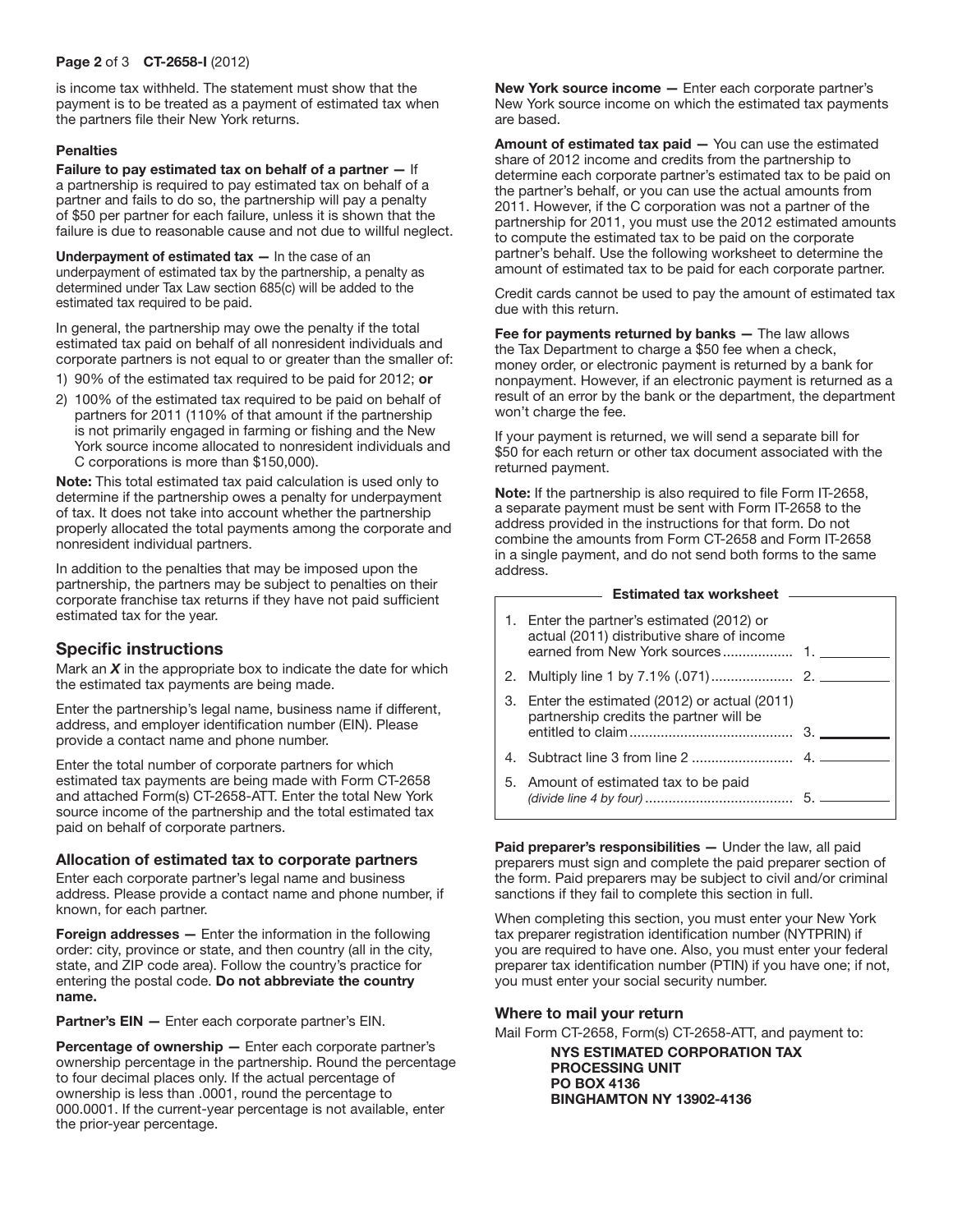is income tax withheld. The statement must show that the payment is to be treated as a payment of estimated tax when the partners file their New York returns.

**Penalties**

**Failure to pay estimated tax on behalf of a partner —** If a partnership is required to pay estimated tax on behalf of a partner and fails to do so, the partnership will pay a penalty of $50 per partner for each failure, unless it is shown that the failure is due to reasonable cause and not due to willful neglect.

**Underpayment of estimated tax —** In the case of an underpayment of estimated tax by the partnership, a penalty as determined under Tax Law section 685(c) will be added to the estimated tax required to be paid.

In general, the partnership may owe the penalty if the total estimated tax paid on behalf of all nonresident individuals and corporate partners is not equal to or greater than the smaller of:

1) 90% of the estimated tax required to be paid for 2012; **or**
2) 100% of the estimated tax required to be paid on behalf of partners for 2011 (110% of that amount if the partnership is not primarily engaged in farming or fishing and the New York source income allocated to nonresident individuals and C corporations is more than $150,000).

**Note:** This total estimated tax paid calculation is used only to determine if the partnership owes a penalty for underpayment of tax. It does not take into account whether the partnership properly allocated the total payments among the corporate and nonresident individual partners.

In addition to the penalties that may be imposed upon the partnership, the partners may be subject to penalties on their corporate franchise tax returns if they have not paid sufficient estimated tax for the year.

## Specific instructions

Mark an ***X*** in the appropriate box to indicate the date for which the estimated tax payments are being made.

Enter the partnership's legal name, business name if different, address, and employer identification number (EIN). Please provide a contact name and phone number.

Enter the total number of corporate partners for which estimated tax payments are being made with Form CT-2658 and attached Form(s) CT-2658-ATT. Enter the total New York source income of the partnership and the total estimated tax paid on behalf of corporate partners.

### Allocation of estimated tax to corporate partners

Enter each corporate partner's legal name and business address. Please provide a contact name and phone number, if known, for each partner.

**Foreign addresses —** Enter the information in the following order: city, province or state, and then country (all in the city, state, and ZIP code area). Follow the country's practice for entering the postal code. **Do not abbreviate the country name.**

**Partner's EIN —** Enter each corporate partner's EIN.

**Percentage of ownership —** Enter each corporate partner's ownership percentage in the partnership. Round the percentage to four decimal places only. If the actual percentage of ownership is less than .0001, round the percentage to 000.0001. If the current-year percentage is not available, enter the prior-year percentage.

**New York source income —** Enter each corporate partner's New York source income on which the estimated tax payments are based.

**Amount of estimated tax paid —** You can use the estimated share of 2012 income and credits from the partnership to determine each corporate partner's estimated tax to be paid on the partner's behalf, or you can use the actual amounts from 2011. However, if the C corporation was not a partner of the partnership for 2011, you must use the 2012 estimated amounts to compute the estimated tax to be paid on the corporate partner's behalf. Use the following worksheet to determine the amount of estimated tax to be paid for each corporate partner.

Credit cards cannot be used to pay the amount of estimated tax due with this return.

**Fee for payments returned by banks —** The law allows the Tax Department to charge a $50 fee when a check, money order, or electronic payment is returned by a bank for nonpayment. However, if an electronic payment is returned as a result of an error by the bank or the department, the department won't charge the fee.

If your payment is returned, we will send a separate bill for $50 for each return or other tax document associated with the returned payment.

**Note:** If the partnership is also required to file Form IT-2658, a separate payment must be sent with Form IT-2658 to the address provided in the instructions for that form. Do not combine the amounts from Form CT-2658 and Form IT-2658 in a single payment, and do not send both forms to the same address.

**Estimated tax worksheet**

| | | |
|---|---|---|
| 1. | Enter the partner's estimated (2012) or actual (2011) distributive share of income earned from New York sources | 1. |
| 2. | Multiply line 1 by 7.1% (.071) | 2. |
| 3. | Enter the estimated (2012) or actual (2011) partnership credits the partner will be entitled to claim | 3. |
| 4. | Subtract line 3 from line 2 | 4. |
| 5. | Amount of estimated tax to be paid *(divide line 4 by four)* | 5. |

**Paid preparer's responsibilities —** Under the law, all paid preparers must sign and complete the paid preparer section of the form. Paid preparers may be subject to civil and/or criminal sanctions if they fail to complete this section in full.

When completing this section, you must enter your New York tax preparer registration identification number (NYTPRIN) if you are required to have one. Also, you must enter your federal preparer tax identification number (PTIN) if you have one; if not, you must enter your social security number.

### Where to mail your return

Mail Form CT-2658, Form(s) CT-2658-ATT, and payment to:

**NYS ESTIMATED CORPORATION TAX**
**PROCESSING UNIT**
**PO BOX 4136**
**BINGHAMTON NY 13902-4136**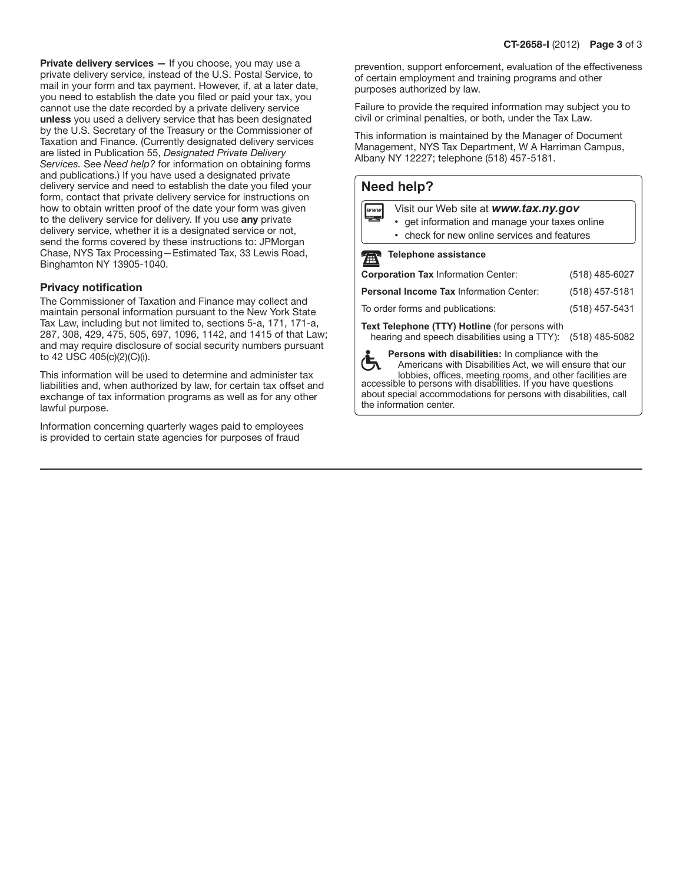**Private delivery services —** If you choose, you may use a private delivery service, instead of the U.S. Postal Service, to mail in your form and tax payment. However, if, at a later date, you need to establish the date you filed or paid your tax, you cannot use the date recorded by a private delivery service **unless** you used a delivery service that has been designated by the U.S. Secretary of the Treasury or the Commissioner of Taxation and Finance. (Currently designated delivery services are listed in Publication 55, *Designated Private Delivery Services.* See *Need help?* for information on obtaining forms and publications.) If you have used a designated private delivery service and need to establish the date you filed your form, contact that private delivery service for instructions on how to obtain written proof of the date your form was given to the delivery service for delivery. If you use **any** private delivery service, whether it is a designated service or not, send the forms covered by these instructions to: JPMorgan Chase, NYS Tax Processing—Estimated Tax, 33 Lewis Road, Binghamton NY 13905-1040.

### Privacy notification

The Commissioner of Taxation and Finance may collect and maintain personal information pursuant to the New York State Tax Law, including but not limited to, sections 5-a, 171, 171-a, 287, 308, 429, 475, 505, 697, 1096, 1142, and 1415 of that Law; and may require disclosure of social security numbers pursuant to 42 USC 405(c)(2)(C)(i).

This information will be used to determine and administer tax liabilities and, when authorized by law, for certain tax offset and exchange of tax information programs as well as for any other lawful purpose.

Information concerning quarterly wages paid to employees is provided to certain state agencies for purposes of fraud prevention, support enforcement, evaluation of the effectiveness of certain employment and training programs and other purposes authorized by law.

Failure to provide the required information may subject you to civil or criminal penalties, or both, under the Tax Law.

This information is maintained by the Manager of Document Management, NYS Tax Department, W A Harriman Campus, Albany NY 12227; telephone (518) 457-5181.

## Need help?

Visit our Web site at ***www.tax.ny.gov***

- get information and manage your taxes online
- check for new online services and features

**Telephone assistance**

| | |
|---|---|
| **Corporation Tax** Information Center: | (518) 485-6027 |
| **Personal Income Tax** Information Center: | (518) 457-5181 |
| To order forms and publications: | (518) 457-5431 |
| **Text Telephone (TTY) Hotline** (for persons with hearing and speech disabilities using a TTY): | (518) 485-5082 |

**Persons with disabilities:** In compliance with the Americans with Disabilities Act, we will ensure that our lobbies, offices, meeting rooms, and other facilities are accessible to persons with disabilities. If you have questions about special accommodations for persons with disabilities, call the information center.